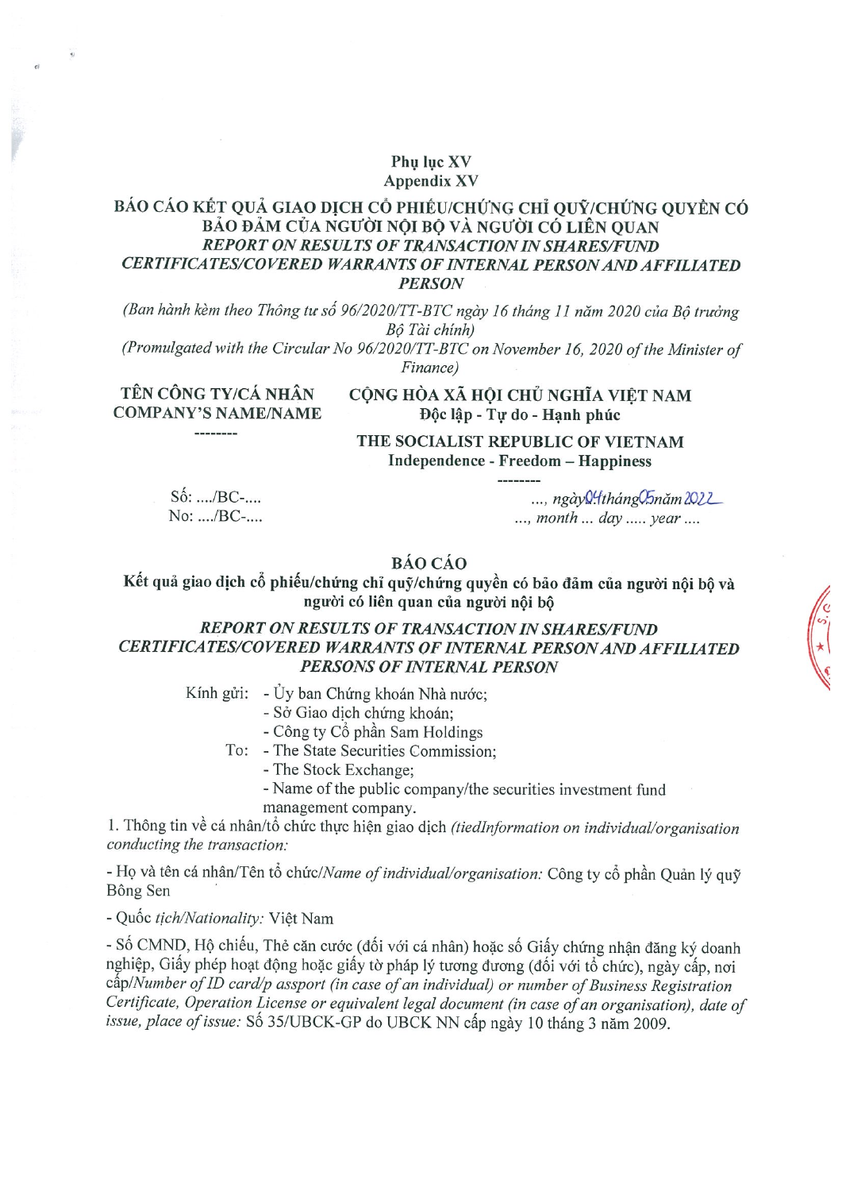**Phụ lục XV**
**Appendix XV**

**BÁO CÁO KẾT QUẢ GIAO DỊCH CỔ PHIẾU/CHỨNG CHỈ QUỸ/CHỨNG QUYỀN CÓ BẢO ĐẢM CỦA NGƯỜI NỘI BỘ VÀ NGƯỜI CÓ LIÊN QUAN**
***REPORT ON RESULTS OF TRANSACTION IN SHARES/FUND CERTIFICATES/COVERED WARRANTS OF INTERNAL PERSON AND AFFILIATED PERSON***

*(Ban hành kèm theo Thông tư số 96/2020/TT-BTC ngày 16 tháng 11 năm 2020 của Bộ trưởng Bộ Tài chính)*
*(Promulgated with the Circular No 96/2020/TT-BTC on November 16, 2020 of the Minister of Finance)*

**TÊN CÔNG TY/CÁ NHÂN**
**COMPANY'S NAME/NAME**
--------

**CỘNG HÒA XÃ HỘI CHỦ NGHĨA VIỆT NAM**
**Độc lập - Tự do - Hạnh phúc**

**THE SOCIALIST REPUBLIC OF VIETNAM**
**Independence - Freedom – Happiness**
--------

Số: ..../BC-....
No: ..../BC-....

*..., ngày 04 tháng 05 năm 2022*
*..., month ... day ..... year ....*

## BÁO CÁO
**Kết quả giao dịch cổ phiếu/chứng chỉ quỹ/chứng quyền có bảo đảm của người nội bộ và người có liên quan của người nội bộ**

***REPORT ON RESULTS OF TRANSACTION IN SHARES/FUND CERTIFICATES/COVERED WARRANTS OF INTERNAL PERSON AND AFFILIATED PERSONS OF INTERNAL PERSON***

Kính gửi:
- Ủy ban Chứng khoán Nhà nước;
- Sở Giao dịch chứng khoán;
- Công ty Cổ phần Sam Holdings

To:
- The State Securities Commission;
- The Stock Exchange;
- Name of the public company/the securities investment fund management company.

1. Thông tin về cá nhân/tổ chức thực hiện giao dịch *(tiedInformation on individual/organisation conducting the transaction:*

- Họ và tên cá nhân/Tên tổ chức/*Name of individual/organisation:* Công ty cổ phần Quản lý quỹ Bông Sen

- Quốc *tịch/Nationality:* Việt Nam

- Số CMND, Hộ chiếu, Thẻ căn cước (đối với cá nhân) hoặc số Giấy chứng nhận đăng ký doanh nghiệp, Giấy phép hoạt động hoặc giấy tờ pháp lý tương đương (đối với tổ chức), ngày cấp, nơi cấp/*Number of ID card/p assport (in case of an individual) or number of Business Registration Certificate, Operation License or equivalent legal document (in case of an organisation), date of issue, place of issue:* Số 35/UBCK-GP do UBCK NN cấp ngày 10 tháng 3 năm 2009.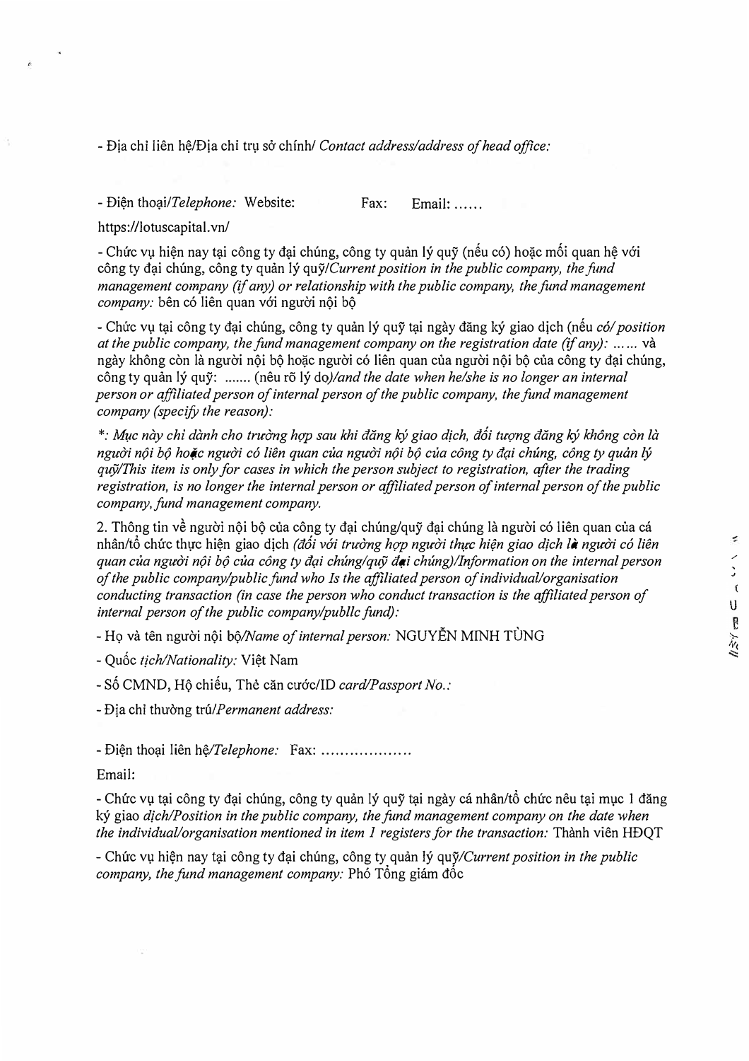- Địa chỉ liên hệ/Địa chỉ trụ sở chính/ *Contact address/address of head office:*

- Điện thoại/*Telephone:* Website: Fax: Email: ......

https://lotuscapital.vn/

- Chức vụ hiện nay tại công ty đại chúng, công ty quản lý quỹ (nếu có) hoặc mối quan hệ với công ty đại chúng, công ty quản lý quỹ/*Current position in the public company, the fund management company (if any) or relationship with the public company, the fund management company:* bên có liên quan với người nội bộ

- Chức vụ tại công ty đại chúng, công ty quản lý quỹ tại ngày đăng ký giao dịch (nếu *có/ position at the public company, the fund management company on the registration date (if any):* ...... và ngày không còn là người nội bộ hoặc người có liên quan của người nội bộ của công ty đại chúng, công ty quản lý quỹ: ....... (nêu rõ lý do)*/and the date when he/she is no longer an internal person or affiliated person of internal person of the public company, the fund management company (specify the reason):*

*\*: Mục này chỉ dành cho trường hợp sau khi đăng ký giao dịch, đối tượng đăng ký không còn là người nội bộ hoặc người có liên quan của người nội bộ của công ty đại chúng, công ty quản lý quỹ/This item is only for cases in which the person subject to registration, after the trading registration, is no longer the internal person or affiliated person of internal person of the public company, fund management company.*

2. Thông tin về người nội bộ của công ty đại chúng/quỹ đại chúng là người có liên quan của cá nhân/tổ chức thực hiện giao dịch *(đối với trường hợp người thực hiện giao dịch là người có liên quan của người nội bộ của công ty đại chúng/quỹ đại chúng)/Information on the internal person of the public company/public fund who Is the affiliated person of individual/organisation conducting transaction (in case the person who conduct transaction is the affiliated person of internal person of the public company/publlc fund):*

- Họ và tên người nội bộ/*Name of internal person:* NGUYỄN MINH TÙNG

- Quốc *tịch/Nationality:* Việt Nam

- Số CMND, Hộ chiếu, Thẻ căn cước/ID *card/Passport No.:*

- Địa chỉ thường trú/*Permanent address:*

- Điện thoại liên hệ/*Telephone:* Fax: ..................

Email:

- Chức vụ tại công ty đại chúng, công ty quản lý quỹ tại ngày cá nhân/tổ chức nêu tại mục 1 đăng ký giao *dịch/Position in the public company, the fund management company on the date when the individual/organisation mentioned in item 1 registers for the transaction:* Thành viên HĐQT

- Chức vụ hiện nay tại công ty đại chúng, công ty quản lý quỹ/*Current position in the public company, the fund management company:* Phó Tổng giám đốc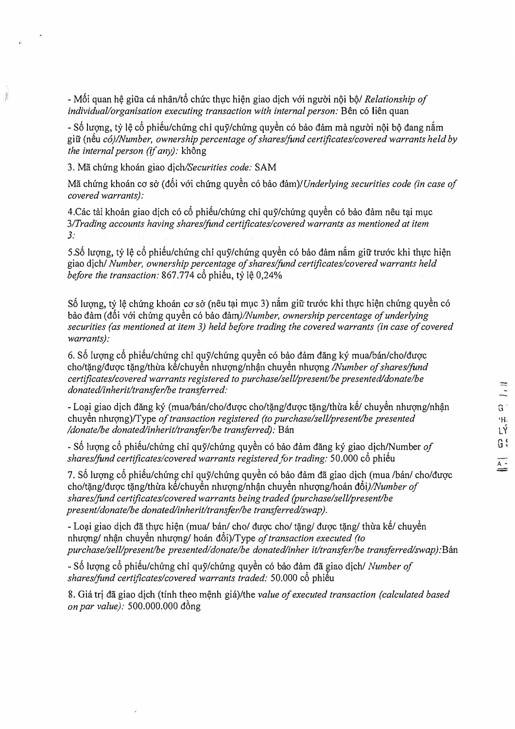- Mối quan hệ giữa cá nhân/tổ chức thực hiện giao dịch với người nội bộ/ *Relationship of individual/organisation executing transaction with internal person:* Bên có liên quan

- Số lượng, tỷ lệ cổ phiếu/chứng chỉ quỹ/chứng quyền có bảo đảm mà người nội bộ đang nắm giữ (nếu *có)/Number, ownership percentage of shares/fund certificates/covered warrants held by the internal person (if any):* không

3. Mã chứng khoán giao dịch/*Securities code:* SAM

Mã chứng khoán cơ sở (đối với chứng quyền có bảo đảm)/*Underlying securities code (in case of covered warrants):*

4.Các tài khoản giao dịch có cổ phiếu/chứng chỉ quỹ/chứng quyền có bảo đảm nêu tại mục 3/*Trading accounts having shares/fund certificates/covered warrants as mentioned at item 3:*

5.Số lượng, tỷ lệ cổ phiếu/chứng chỉ quỹ/chứng quyền có bảo đảm nắm giữ trước khi thực hiện giao dịch/ *Number, ownership percentage of shares/fund certificates/covered warrants held before the transaction:* 867.774 cổ phiếu, tỷ lệ 0,24%

Số lượng, tỷ lệ chứng khoán cơ sở (nêu tại mục 3) nắm giữ trước khi thực hiện chứng quyền có bảo đảm (đối với chứng quyền có bảo đảm)/*Number, ownership percentage of underlying securities (as mentioned at item 3) held before trading the covered warrants (in case of covered warrants):*

6. Số lượng cổ phiếu/chứng chỉ quỹ/chứng quyền có bảo đảm đăng ký mua/bán/cho/được cho/tặng/được tặng/thừa kế/chuyển nhượng/nhận chuyển nhượng /*Number of shares/fund certificates/covered warrants registered to purchase/sell/present/be presented/donate/be donated/inherit/transfer/be transferred:*

- Loại giao dịch đăng ký (mua/bán/cho/được cho/tặng/được tặng/thừa kế/ chuyển nhượng/nhận chuyển nhượng)/Type *of transaction registered (to purchase/sell/present/be presented /donate/be donated/inherit/transfer/be transferred):* Bán

- Số lượng cổ phiếu/chứng chỉ quỹ/chứng quyền có bảo đảm đăng ký giao dịch/Number *of shares/fund certificates/covered warrants registered for trading:* 50.000 cổ phiếu

7. Số lượng cổ phiếu/chứng chỉ quỹ/chứng quyền có bảo đảm đã giao dịch (mua /bán/ cho/được cho/tặng/được tặng/thừa kế/chuyển nhượng/nhận chuyển nhượng/hoán đổi)/*Number of shares/fund certificates/covered warrants being traded (purchase/sell/present/be present/donate/be donated/inherit/transfer/be transferred/swap).*

- Loại giao dịch đã thực hiện (mua/ bán/ cho/ được cho/ tặng/ được tặng/ thừa kế/ chuyển nhượng/ nhận chuyển nhượng/ hoán đổi)/Type *of transaction executed (to purchase/sell/present/be presented/donate/be donated/inher it/transfer/be transferred/swap):*Bán

- Số lượng cổ phiếu/chứng chỉ quỹ/chứng quyền có bảo đảm đã giao dịch/ *Number of shares/fund certificates/covered warrants traded:* 50.000 cổ phiếu

8. Giá trị đã giao dịch (tính theo mệnh giá)/the *value of executed transaction (calculated based on par value):* 500.000.000 đồng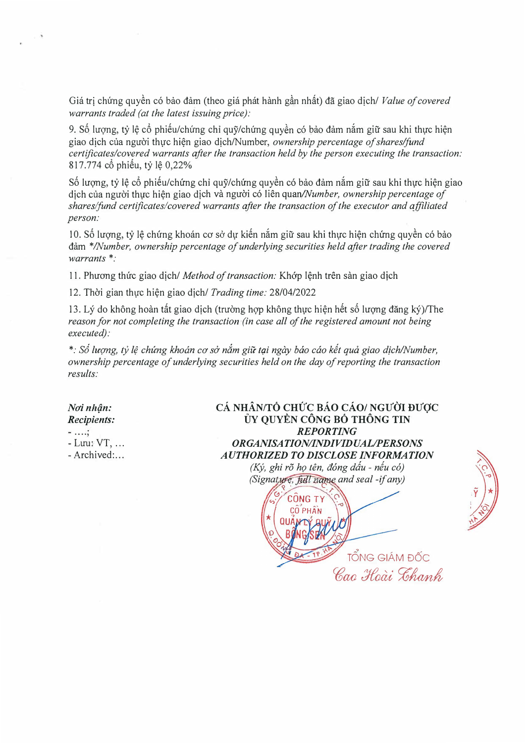Giá trị chứng quyền có bảo đảm (theo giá phát hành gần nhất) đã giao dịch/ *Value of covered warrants traded (at the latest issuing price):*

9. Số lượng, tỷ lệ cổ phiếu/chứng chỉ quỹ/chứng quyền có bảo đảm nắm giữ sau khi thực hiện giao dịch của người thực hiện giao dịch/Number, *ownership percentage of shares/fund certificates/covered warrants after the transaction held by the person executing the transaction:* 817.774 cổ phiếu, tỷ lệ 0,22%

Số lượng, tỷ lệ cổ phiếu/chứng chỉ quỹ/chứng quyền có bảo đảm nắm giữ sau khi thực hiện giao dịch của người thực hiện giao dịch và người có liên quan/*Number, ownership percentage of shares/fund certificates/covered warrants after the transaction of the executor and affiliated person:*

10. Số lượng, tỷ lệ chứng khoán cơ sở dự kiến nắm giữ sau khi thực hiện chứng quyền có bảo đảm */*Number, ownership percentage of underlying securities held after trading the covered warrants *:*

11. Phương thức giao dịch/ *Method of transaction:* Khớp lệnh trên sàn giao dịch

12. Thời gian thực hiện giao dịch/ *Trading time:* 28/04/2022

13. Lý do không hoàn tất giao dịch (trường hợp không thực hiện hết số lượng đăng ký)/The *reason for not completing the transaction (in case all of the registered amount not being executed):*

**: Số lượng, tỷ lệ chứng khoán cơ sở nắm giữ tại ngày báo cáo kết quả giao dịch/Number, ownership percentage of underlying securities held on the day of reporting the transaction results:*

***Nơi nhận:***
***Recipients:***
- ....;
- Lưu: VT, ...
- Archived:...

**CÁ NHÂN/TỔ CHỨC BÁO CÁO/ NGƯỜI ĐƯỢC ỦY QUYỀN CÔNG BỐ THÔNG TIN**
***REPORTING ORGANISATION/INDIVIDUAL/PERSONS AUTHORIZED TO DISCLOSE INFORMATION***
*(Ký, ghi rõ họ tên, đóng dấu - nếu có)*
*(Signature, full name and seal -if any)*

CÔNG TY CỔ PHẦN QUẢN LÝ QUỸ BÔNG SEN

TỔNG GIÁM ĐỐC
Cao Hoài Thanh